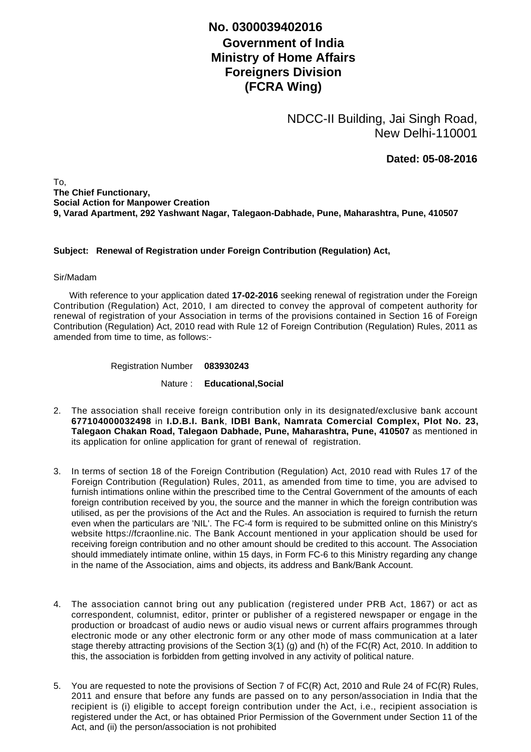**No. 0300039402016**

**Government of India**
**Ministry of Home Affairs**
**Foreigners Division**
**(FCRA Wing)**

NDCC-II Building, Jai Singh Road,
New Delhi-110001

**Dated: 05-08-2016**

To,
**The Chief Functionary,**
**Social Action for Manpower Creation**
**9, Varad Apartment, 292 Yashwant Nagar, Talegaon-Dabhade, Pune, Maharashtra, Pune, 410507**

**Subject: Renewal of Registration under Foreign Contribution (Regulation) Act,**

Sir/Madam

With reference to your application dated **17-02-2016** seeking renewal of registration under the Foreign Contribution (Regulation) Act, 2010, I am directed to convey the approval of competent authority for renewal of registration of your Association in terms of the provisions contained in Section 16 of Foreign Contribution (Regulation) Act, 2010 read with Rule 12 of Foreign Contribution (Regulation) Rules, 2011 as amended from time to time, as follows:-

Registration Number **083930243**

Nature : **Educational,Social**

2. The association shall receive foreign contribution only in its designated/exclusive bank account **677104000032498** in **I.D.B.I. Bank**, **IDBI Bank, Namrata Comercial Complex, Plot No. 23, Talegaon Chakan Road, Talegaon Dabhade, Pune, Maharashtra, Pune, 410507** as mentioned in its application for online application for grant of renewal of registration.

3. In terms of section 18 of the Foreign Contribution (Regulation) Act, 2010 read with Rules 17 of the Foreign Contribution (Regulation) Rules, 2011, as amended from time to time, you are advised to furnish intimations online within the prescribed time to the Central Government of the amounts of each foreign contribution received by you, the source and the manner in which the foreign contribution was utilised, as per the provisions of the Act and the Rules. An association is required to furnish the return even when the particulars are 'NIL'. The FC-4 form is required to be submitted online on this Ministry's website https://fcraonline.nic. The Bank Account mentioned in your application should be used for receiving foreign contribution and no other amount should be credited to this account. The Association should immediately intimate online, within 15 days, in Form FC-6 to this Ministry regarding any change in the name of the Association, aims and objects, its address and Bank/Bank Account.

4. The association cannot bring out any publication (registered under PRB Act, 1867) or act as correspondent, columnist, editor, printer or publisher of a registered newspaper or engage in the production or broadcast of audio news or audio visual news or current affairs programmes through electronic mode or any other electronic form or any other mode of mass communication at a later stage thereby attracting provisions of the Section 3(1) (g) and (h) of the FC(R) Act, 2010. In addition to this, the association is forbidden from getting involved in any activity of political nature.

5. You are requested to note the provisions of Section 7 of FC(R) Act, 2010 and Rule 24 of FC(R) Rules, 2011 and ensure that before any funds are passed on to any person/association in India that the recipient is (i) eligible to accept foreign contribution under the Act, i.e., recipient association is registered under the Act, or has obtained Prior Permission of the Government under Section 11 of the Act, and (ii) the person/association is not prohibited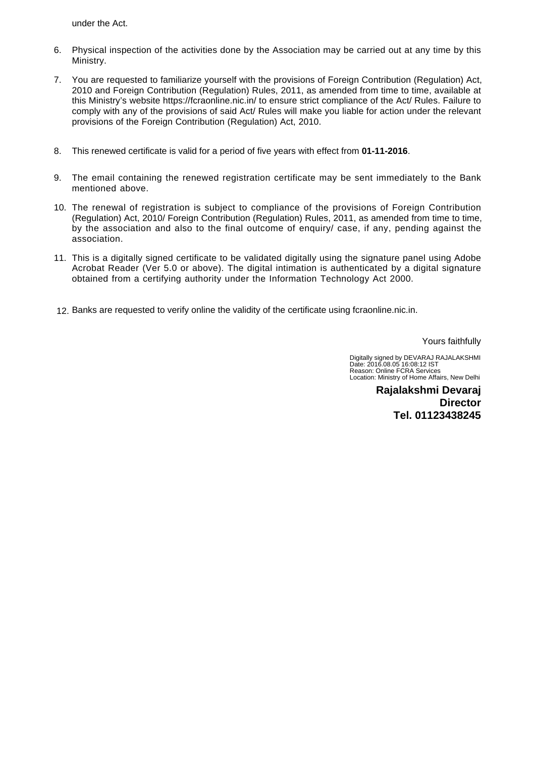under the Act.

6. Physical inspection of the activities done by the Association may be carried out at any time by this Ministry.

7. You are requested to familiarize yourself with the provisions of Foreign Contribution (Regulation) Act, 2010 and Foreign Contribution (Regulation) Rules, 2011, as amended from time to time, available at this Ministry's website https://fcraonline.nic.in/ to ensure strict compliance of the Act/ Rules. Failure to comply with any of the provisions of said Act/ Rules will make you liable for action under the relevant provisions of the Foreign Contribution (Regulation) Act, 2010.

8. This renewed certificate is valid for a period of five years with effect from **01-11-2016**.

9. The email containing the renewed registration certificate may be sent immediately to the Bank mentioned above.

10. The renewal of registration is subject to compliance of the provisions of Foreign Contribution (Regulation) Act, 2010/ Foreign Contribution (Regulation) Rules, 2011, as amended from time to time, by the association and also to the final outcome of enquiry/ case, if any, pending against the association.

11. This is a digitally signed certificate to be validated digitally using the signature panel using Adobe Acrobat Reader (Ver 5.0 or above). The digital intimation is authenticated by a digital signature obtained from a certifying authority under the Information Technology Act 2000.

12. Banks are requested to verify online the validity of the certificate using fcraonline.nic.in.

Yours faithfully

Digitally signed by DEVARAJ RAJALAKSHMI
Date: 2016.08.05 16:08:12 IST
Reason: Online FCRA Services
Location: Ministry of Home Affairs, New Delhi

**Rajalakshmi Devaraj**
**Director**
**Tel. 01123438245**